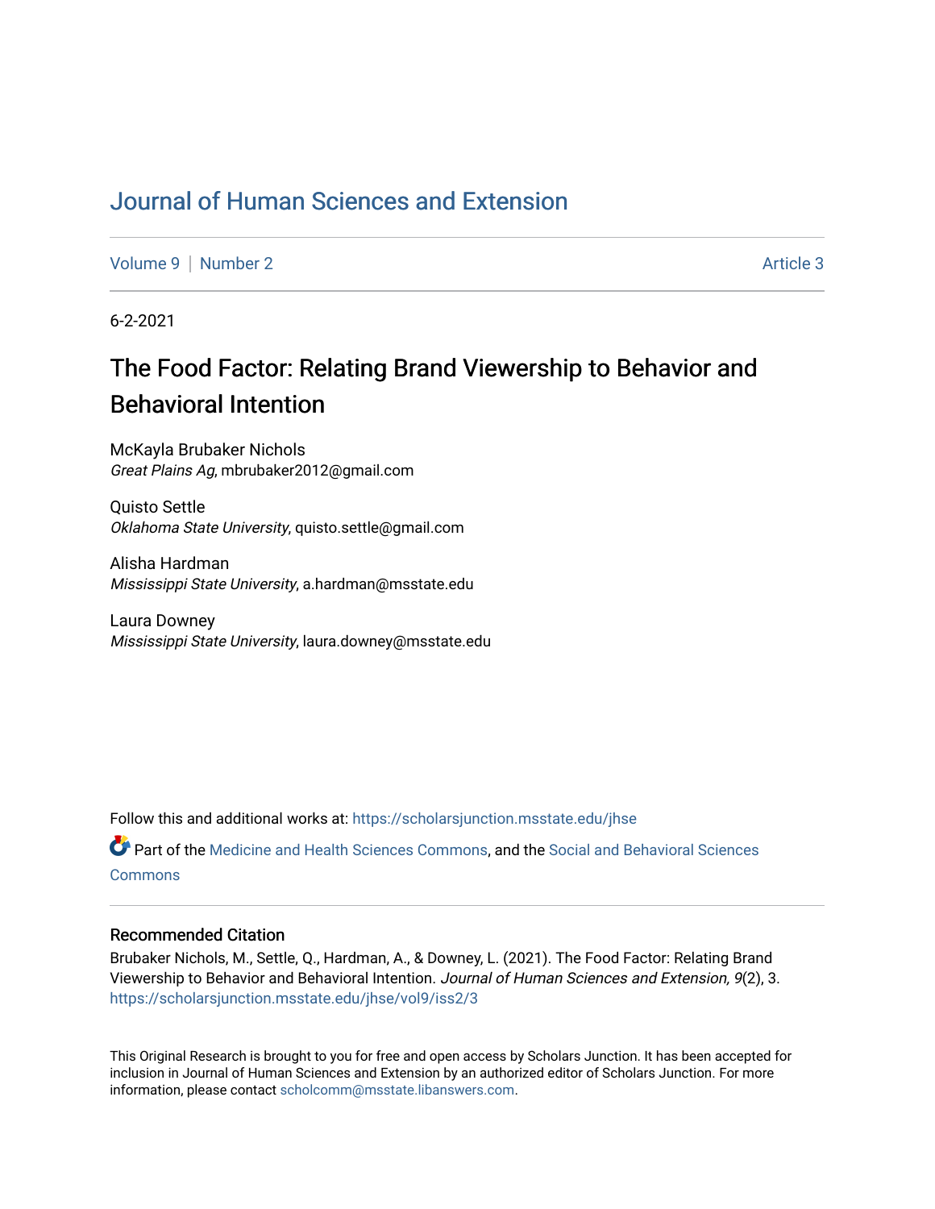# Journal of Human Sciences and Extension

Volume 9 | Number 2 Article 3

6-2-2021

## The Food Factor: Relating Brand Viewership to Behavior and Behavioral Intention

McKayla Brubaker Nichols  
*Great Plains Ag*, mbrubaker2012@gmail.com

Quisto Settle  
*Oklahoma State University*, quisto.settle@gmail.com

Alisha Hardman  
*Mississippi State University*, a.hardman@msstate.edu

Laura Downey  
*Mississippi State University*, laura.downey@msstate.edu

Follow this and additional works at: https://scholarsjunction.msstate.edu/jhse

Part of the Medicine and Health Sciences Commons, and the Social and Behavioral Sciences Commons

### Recommended Citation

Brubaker Nichols, M., Settle, Q., Hardman, A., & Downey, L. (2021). The Food Factor: Relating Brand Viewership to Behavior and Behavioral Intention. *Journal of Human Sciences and Extension, 9*(2), 3. https://scholarsjunction.msstate.edu/jhse/vol9/iss2/3

This Original Research is brought to you for free and open access by Scholars Junction. It has been accepted for inclusion in Journal of Human Sciences and Extension by an authorized editor of Scholars Junction. For more information, please contact scholcomm@msstate.libanswers.com.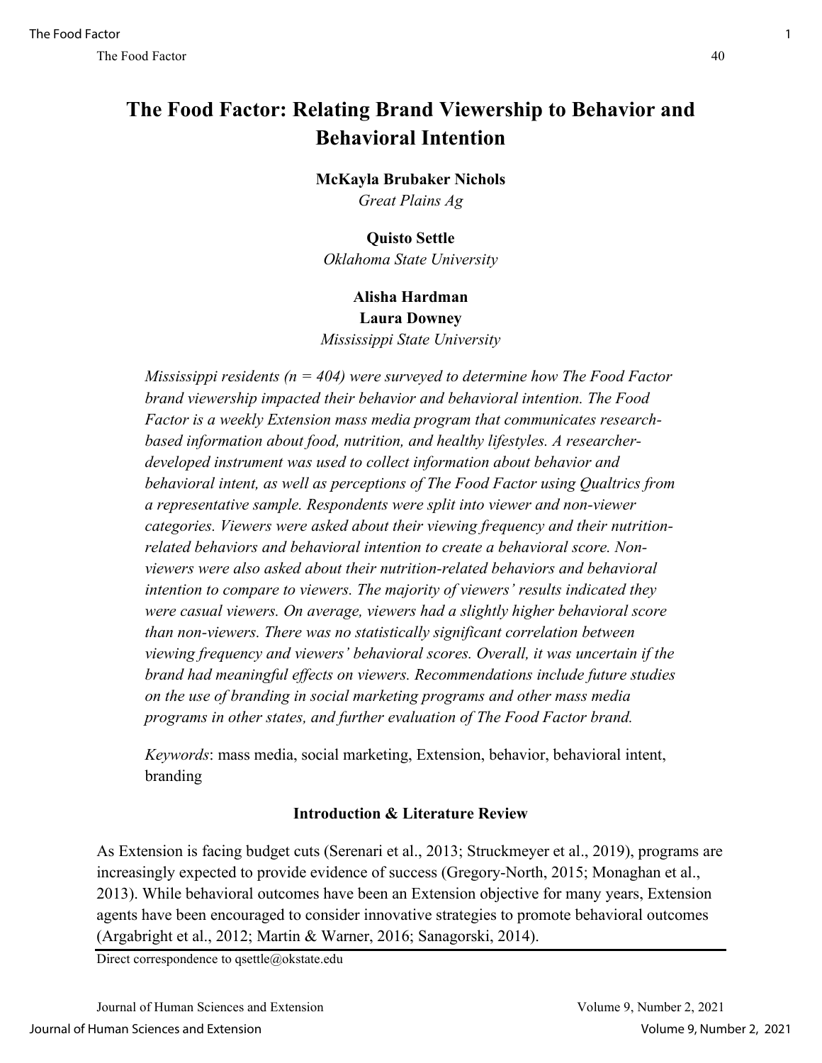# The Food Factor: Relating Brand Viewership to Behavior and Behavioral Intention

**McKayla Brubaker Nichols**
*Great Plains Ag*

**Quisto Settle**
*Oklahoma State University*

**Alisha Hardman**
**Laura Downey**
*Mississippi State University*

*Mississippi residents (n = 404) were surveyed to determine how The Food Factor brand viewership impacted their behavior and behavioral intention. The Food Factor is a weekly Extension mass media program that communicates research-based information about food, nutrition, and healthy lifestyles. A researcher-developed instrument was used to collect information about behavior and behavioral intent, as well as perceptions of The Food Factor using Qualtrics from a representative sample. Respondents were split into viewer and non-viewer categories. Viewers were asked about their viewing frequency and their nutrition-related behaviors and behavioral intention to create a behavioral score. Non-viewers were also asked about their nutrition-related behaviors and behavioral intention to compare to viewers. The majority of viewers' results indicated they were casual viewers. On average, viewers had a slightly higher behavioral score than non-viewers. There was no statistically significant correlation between viewing frequency and viewers' behavioral scores. Overall, it was uncertain if the brand had meaningful effects on viewers. Recommendations include future studies on the use of branding in social marketing programs and other mass media programs in other states, and further evaluation of The Food Factor brand.*

*Keywords*: mass media, social marketing, Extension, behavior, behavioral intent, branding

## Introduction & Literature Review

As Extension is facing budget cuts (Serenari et al., 2013; Struckmeyer et al., 2019), programs are increasingly expected to provide evidence of success (Gregory-North, 2015; Monaghan et al., 2013). While behavioral outcomes have been an Extension objective for many years, Extension agents have been encouraged to consider innovative strategies to promote behavioral outcomes (Argabright et al., 2012; Martin & Warner, 2016; Sanagorski, 2014).

Direct correspondence to qsettle@okstate.edu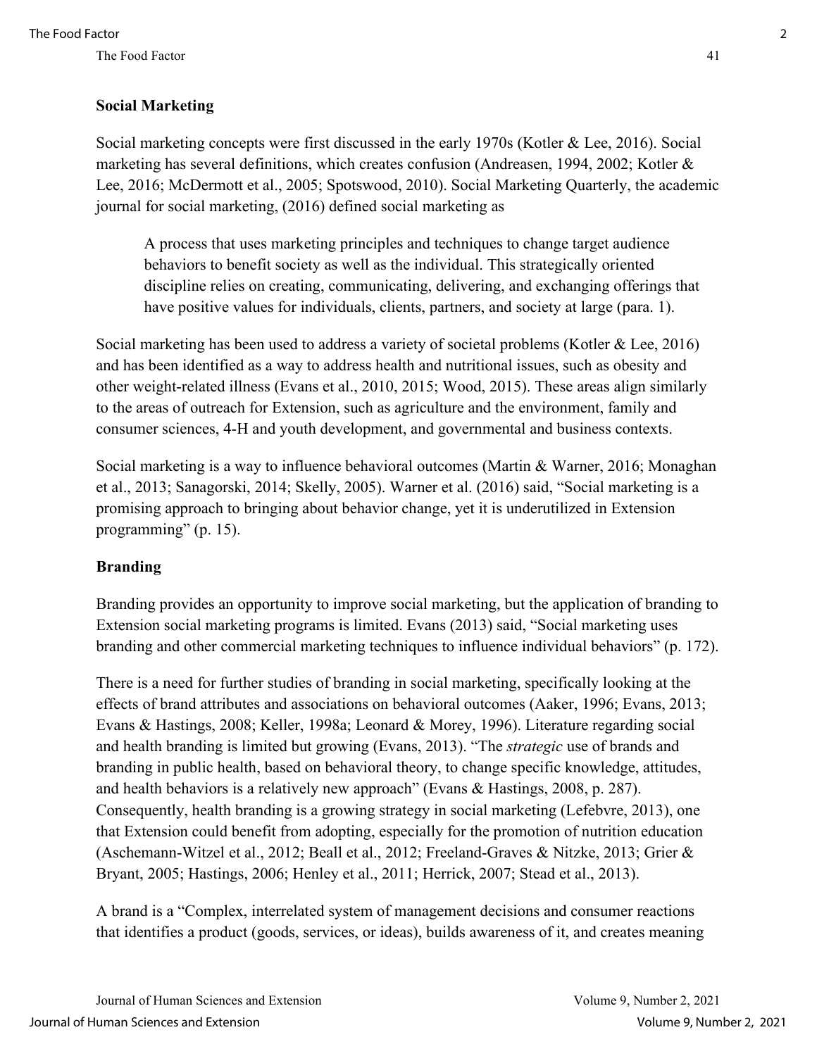## Social Marketing

Social marketing concepts were first discussed in the early 1970s (Kotler & Lee, 2016). Social marketing has several definitions, which creates confusion (Andreasen, 1994, 2002; Kotler & Lee, 2016; McDermott et al., 2005; Spotswood, 2010). Social Marketing Quarterly, the academic journal for social marketing, (2016) defined social marketing as

> A process that uses marketing principles and techniques to change target audience behaviors to benefit society as well as the individual. This strategically oriented discipline relies on creating, communicating, delivering, and exchanging offerings that have positive values for individuals, clients, partners, and society at large (para. 1).

Social marketing has been used to address a variety of societal problems (Kotler & Lee, 2016) and has been identified as a way to address health and nutritional issues, such as obesity and other weight-related illness (Evans et al., 2010, 2015; Wood, 2015). These areas align similarly to the areas of outreach for Extension, such as agriculture and the environment, family and consumer sciences, 4-H and youth development, and governmental and business contexts.

Social marketing is a way to influence behavioral outcomes (Martin & Warner, 2016; Monaghan et al., 2013; Sanagorski, 2014; Skelly, 2005). Warner et al. (2016) said, "Social marketing is a promising approach to bringing about behavior change, yet it is underutilized in Extension programming" (p. 15).

## Branding

Branding provides an opportunity to improve social marketing, but the application of branding to Extension social marketing programs is limited. Evans (2013) said, "Social marketing uses branding and other commercial marketing techniques to influence individual behaviors" (p. 172).

There is a need for further studies of branding in social marketing, specifically looking at the effects of brand attributes and associations on behavioral outcomes (Aaker, 1996; Evans, 2013; Evans & Hastings, 2008; Keller, 1998a; Leonard & Morey, 1996). Literature regarding social and health branding is limited but growing (Evans, 2013). "The *strategic* use of brands and branding in public health, based on behavioral theory, to change specific knowledge, attitudes, and health behaviors is a relatively new approach" (Evans & Hastings, 2008, p. 287). Consequently, health branding is a growing strategy in social marketing (Lefebvre, 2013), one that Extension could benefit from adopting, especially for the promotion of nutrition education (Aschemann-Witzel et al., 2012; Beall et al., 2012; Freeland-Graves & Nitzke, 2013; Grier & Bryant, 2005; Hastings, 2006; Henley et al., 2011; Herrick, 2007; Stead et al., 2013).

A brand is a "Complex, interrelated system of management decisions and consumer reactions that identifies a product (goods, services, or ideas), builds awareness of it, and creates meaning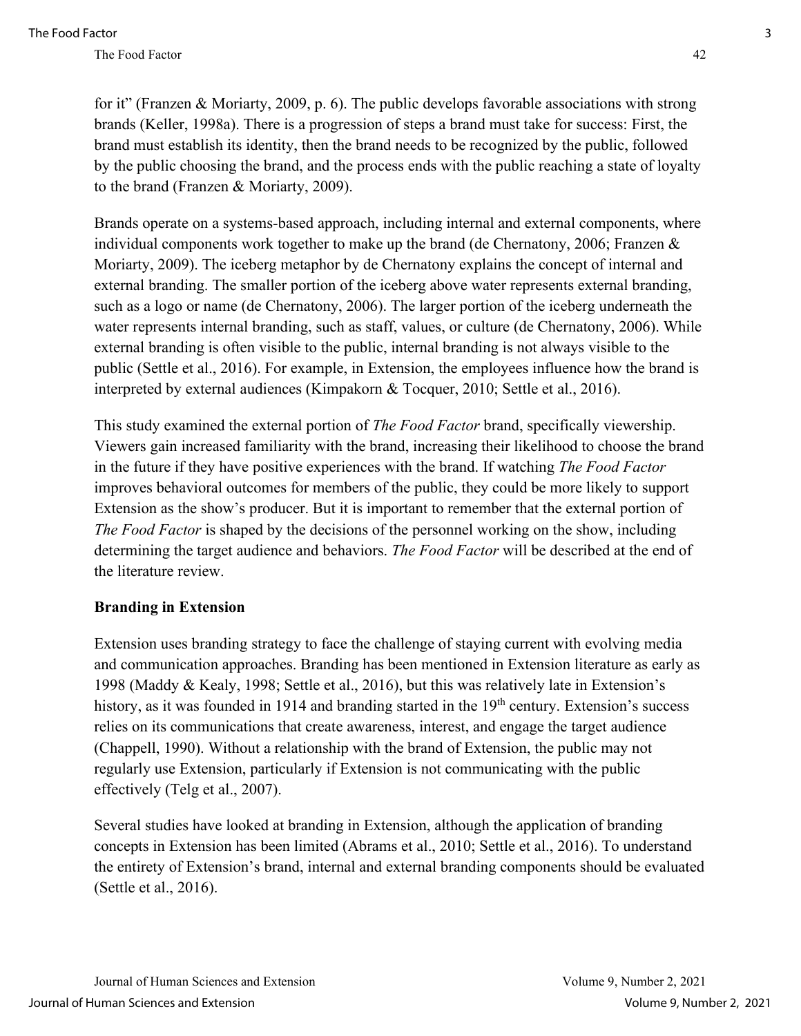for it" (Franzen & Moriarty, 2009, p. 6). The public develops favorable associations with strong brands (Keller, 1998a). There is a progression of steps a brand must take for success: First, the brand must establish its identity, then the brand needs to be recognized by the public, followed by the public choosing the brand, and the process ends with the public reaching a state of loyalty to the brand (Franzen & Moriarty, 2009).

Brands operate on a systems-based approach, including internal and external components, where individual components work together to make up the brand (de Chernatony, 2006; Franzen & Moriarty, 2009). The iceberg metaphor by de Chernatony explains the concept of internal and external branding. The smaller portion of the iceberg above water represents external branding, such as a logo or name (de Chernatony, 2006). The larger portion of the iceberg underneath the water represents internal branding, such as staff, values, or culture (de Chernatony, 2006). While external branding is often visible to the public, internal branding is not always visible to the public (Settle et al., 2016). For example, in Extension, the employees influence how the brand is interpreted by external audiences (Kimpakorn & Tocquer, 2010; Settle et al., 2016).

This study examined the external portion of *The Food Factor* brand, specifically viewership. Viewers gain increased familiarity with the brand, increasing their likelihood to choose the brand in the future if they have positive experiences with the brand. If watching *The Food Factor* improves behavioral outcomes for members of the public, they could be more likely to support Extension as the show's producer. But it is important to remember that the external portion of *The Food Factor* is shaped by the decisions of the personnel working on the show, including determining the target audience and behaviors. *The Food Factor* will be described at the end of the literature review.

**Branding in Extension**

Extension uses branding strategy to face the challenge of staying current with evolving media and communication approaches. Branding has been mentioned in Extension literature as early as 1998 (Maddy & Kealy, 1998; Settle et al., 2016), but this was relatively late in Extension's history, as it was founded in 1914 and branding started in the 19th century. Extension's success relies on its communications that create awareness, interest, and engage the target audience (Chappell, 1990). Without a relationship with the brand of Extension, the public may not regularly use Extension, particularly if Extension is not communicating with the public effectively (Telg et al., 2007).

Several studies have looked at branding in Extension, although the application of branding concepts in Extension has been limited (Abrams et al., 2010; Settle et al., 2016). To understand the entirety of Extension's brand, internal and external branding components should be evaluated (Settle et al., 2016).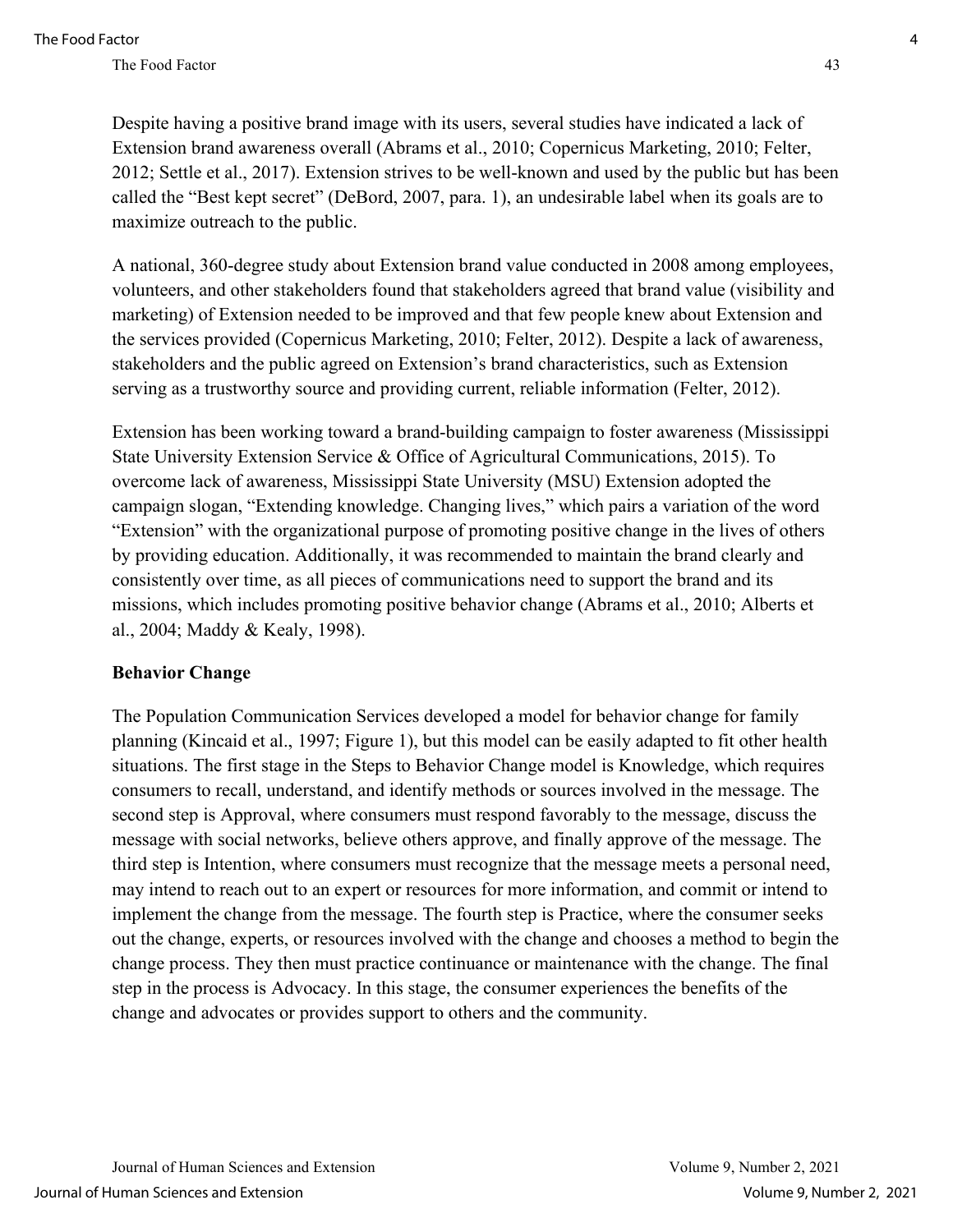Despite having a positive brand image with its users, several studies have indicated a lack of Extension brand awareness overall (Abrams et al., 2010; Copernicus Marketing, 2010; Felter, 2012; Settle et al., 2017). Extension strives to be well-known and used by the public but has been called the "Best kept secret" (DeBord, 2007, para. 1), an undesirable label when its goals are to maximize outreach to the public.

A national, 360-degree study about Extension brand value conducted in 2008 among employees, volunteers, and other stakeholders found that stakeholders agreed that brand value (visibility and marketing) of Extension needed to be improved and that few people knew about Extension and the services provided (Copernicus Marketing, 2010; Felter, 2012). Despite a lack of awareness, stakeholders and the public agreed on Extension's brand characteristics, such as Extension serving as a trustworthy source and providing current, reliable information (Felter, 2012).

Extension has been working toward a brand-building campaign to foster awareness (Mississippi State University Extension Service & Office of Agricultural Communications, 2015). To overcome lack of awareness, Mississippi State University (MSU) Extension adopted the campaign slogan, "Extending knowledge. Changing lives," which pairs a variation of the word "Extension" with the organizational purpose of promoting positive change in the lives of others by providing education. Additionally, it was recommended to maintain the brand clearly and consistently over time, as all pieces of communications need to support the brand and its missions, which includes promoting positive behavior change (Abrams et al., 2010; Alberts et al., 2004; Maddy & Kealy, 1998).

## Behavior Change

The Population Communication Services developed a model for behavior change for family planning (Kincaid et al., 1997; Figure 1), but this model can be easily adapted to fit other health situations. The first stage in the Steps to Behavior Change model is Knowledge, which requires consumers to recall, understand, and identify methods or sources involved in the message. The second step is Approval, where consumers must respond favorably to the message, discuss the message with social networks, believe others approve, and finally approve of the message. The third step is Intention, where consumers must recognize that the message meets a personal need, may intend to reach out to an expert or resources for more information, and commit or intend to implement the change from the message. The fourth step is Practice, where the consumer seeks out the change, experts, or resources involved with the change and chooses a method to begin the change process. They then must practice continuance or maintenance with the change. The final step in the process is Advocacy. In this stage, the consumer experiences the benefits of the change and advocates or provides support to others and the community.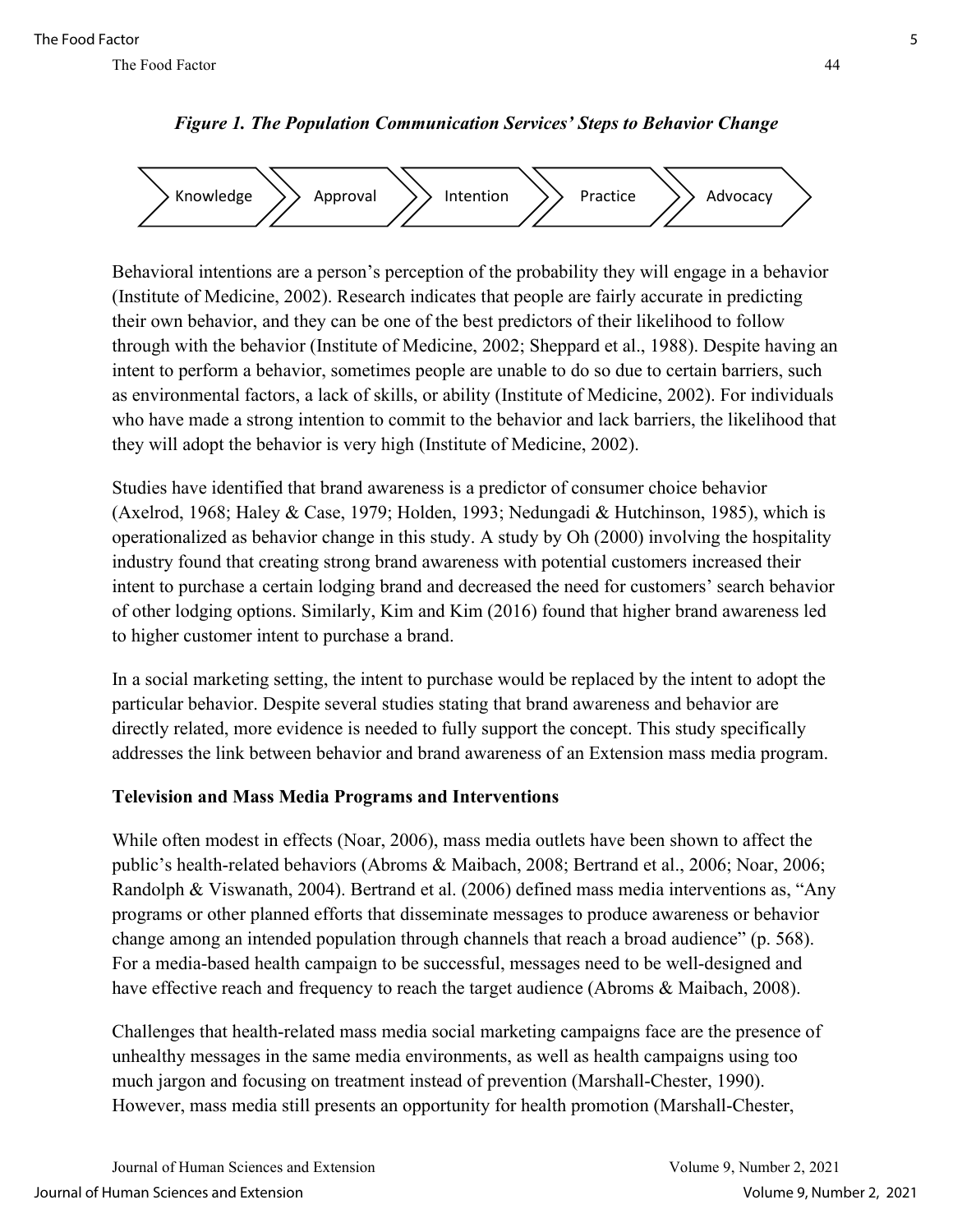***Figure 1. The Population Communication Services' Steps to Behavior Change***

Knowledge → Approval → Intention → Practice → Advocacy

Behavioral intentions are a person's perception of the probability they will engage in a behavior (Institute of Medicine, 2002). Research indicates that people are fairly accurate in predicting their own behavior, and they can be one of the best predictors of their likelihood to follow through with the behavior (Institute of Medicine, 2002; Sheppard et al., 1988). Despite having an intent to perform a behavior, sometimes people are unable to do so due to certain barriers, such as environmental factors, a lack of skills, or ability (Institute of Medicine, 2002). For individuals who have made a strong intention to commit to the behavior and lack barriers, the likelihood that they will adopt the behavior is very high (Institute of Medicine, 2002).

Studies have identified that brand awareness is a predictor of consumer choice behavior (Axelrod, 1968; Haley & Case, 1979; Holden, 1993; Nedungadi & Hutchinson, 1985), which is operationalized as behavior change in this study. A study by Oh (2000) involving the hospitality industry found that creating strong brand awareness with potential customers increased their intent to purchase a certain lodging brand and decreased the need for customers' search behavior of other lodging options. Similarly, Kim and Kim (2016) found that higher brand awareness led to higher customer intent to purchase a brand.

In a social marketing setting, the intent to purchase would be replaced by the intent to adopt the particular behavior. Despite several studies stating that brand awareness and behavior are directly related, more evidence is needed to fully support the concept. This study specifically addresses the link between behavior and brand awareness of an Extension mass media program.

### Television and Mass Media Programs and Interventions

While often modest in effects (Noar, 2006), mass media outlets have been shown to affect the public's health-related behaviors (Abroms & Maibach, 2008; Bertrand et al., 2006; Noar, 2006; Randolph & Viswanath, 2004). Bertrand et al. (2006) defined mass media interventions as, "Any programs or other planned efforts that disseminate messages to produce awareness or behavior change among an intended population through channels that reach a broad audience" (p. 568). For a media-based health campaign to be successful, messages need to be well-designed and have effective reach and frequency to reach the target audience (Abroms & Maibach, 2008).

Challenges that health-related mass media social marketing campaigns face are the presence of unhealthy messages in the same media environments, as well as health campaigns using too much jargon and focusing on treatment instead of prevention (Marshall-Chester, 1990). However, mass media still presents an opportunity for health promotion (Marshall-Chester,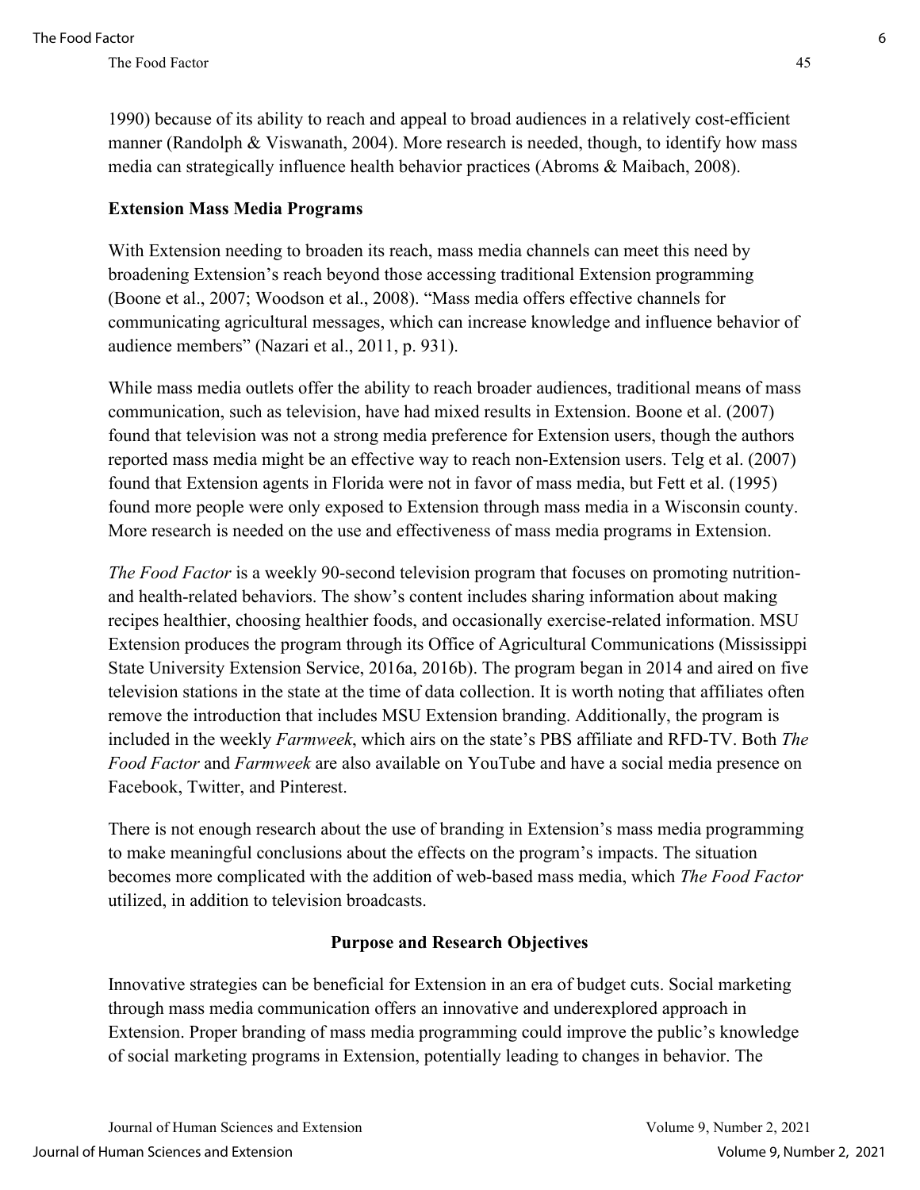1990) because of its ability to reach and appeal to broad audiences in a relatively cost-efficient manner (Randolph & Viswanath, 2004). More research is needed, though, to identify how mass media can strategically influence health behavior practices (Abroms & Maibach, 2008).

### Extension Mass Media Programs

With Extension needing to broaden its reach, mass media channels can meet this need by broadening Extension's reach beyond those accessing traditional Extension programming (Boone et al., 2007; Woodson et al., 2008). "Mass media offers effective channels for communicating agricultural messages, which can increase knowledge and influence behavior of audience members" (Nazari et al., 2011, p. 931).

While mass media outlets offer the ability to reach broader audiences, traditional means of mass communication, such as television, have had mixed results in Extension. Boone et al. (2007) found that television was not a strong media preference for Extension users, though the authors reported mass media might be an effective way to reach non-Extension users. Telg et al. (2007) found that Extension agents in Florida were not in favor of mass media, but Fett et al. (1995) found more people were only exposed to Extension through mass media in a Wisconsin county. More research is needed on the use and effectiveness of mass media programs in Extension.

*The Food Factor* is a weekly 90-second television program that focuses on promoting nutrition- and health-related behaviors. The show's content includes sharing information about making recipes healthier, choosing healthier foods, and occasionally exercise-related information. MSU Extension produces the program through its Office of Agricultural Communications (Mississippi State University Extension Service, 2016a, 2016b). The program began in 2014 and aired on five television stations in the state at the time of data collection. It is worth noting that affiliates often remove the introduction that includes MSU Extension branding. Additionally, the program is included in the weekly *Farmweek*, which airs on the state's PBS affiliate and RFD-TV. Both *The Food Factor* and *Farmweek* are also available on YouTube and have a social media presence on Facebook, Twitter, and Pinterest.

There is not enough research about the use of branding in Extension's mass media programming to make meaningful conclusions about the effects on the program's impacts. The situation becomes more complicated with the addition of web-based mass media, which *The Food Factor* utilized, in addition to television broadcasts.

## Purpose and Research Objectives

Innovative strategies can be beneficial for Extension in an era of budget cuts. Social marketing through mass media communication offers an innovative and underexplored approach in Extension. Proper branding of mass media programming could improve the public's knowledge of social marketing programs in Extension, potentially leading to changes in behavior. The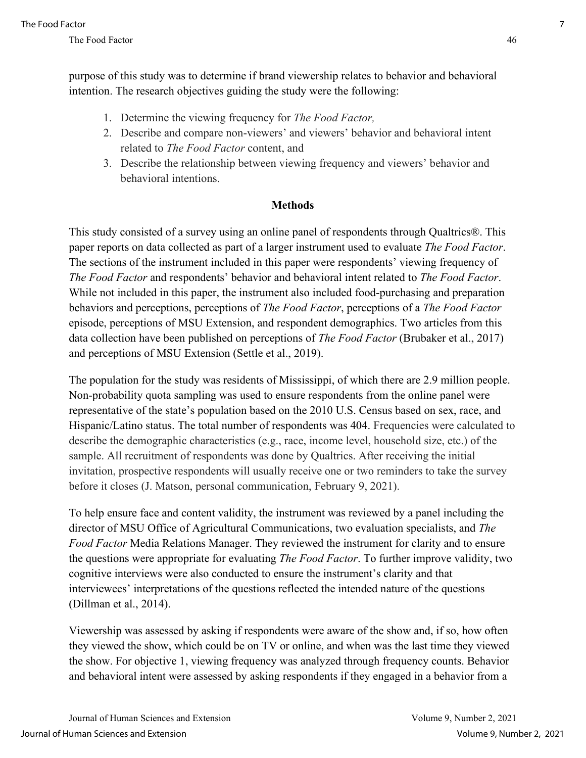purpose of this study was to determine if brand viewership relates to behavior and behavioral intention. The research objectives guiding the study were the following:

1. Determine the viewing frequency for *The Food Factor,*
2. Describe and compare non-viewers' and viewers' behavior and behavioral intent related to *The Food Factor* content, and
3. Describe the relationship between viewing frequency and viewers' behavior and behavioral intentions.

## Methods

This study consisted of a survey using an online panel of respondents through Qualtrics®. This paper reports on data collected as part of a larger instrument used to evaluate *The Food Factor*. The sections of the instrument included in this paper were respondents' viewing frequency of *The Food Factor* and respondents' behavior and behavioral intent related to *The Food Factor*. While not included in this paper, the instrument also included food-purchasing and preparation behaviors and perceptions, perceptions of *The Food Factor*, perceptions of a *The Food Factor* episode, perceptions of MSU Extension, and respondent demographics. Two articles from this data collection have been published on perceptions of *The Food Factor* (Brubaker et al., 2017) and perceptions of MSU Extension (Settle et al., 2019).

The population for the study was residents of Mississippi, of which there are 2.9 million people. Non-probability quota sampling was used to ensure respondents from the online panel were representative of the state's population based on the 2010 U.S. Census based on sex, race, and Hispanic/Latino status. The total number of respondents was 404. Frequencies were calculated to describe the demographic characteristics (e.g., race, income level, household size, etc.) of the sample. All recruitment of respondents was done by Qualtrics. After receiving the initial invitation, prospective respondents will usually receive one or two reminders to take the survey before it closes (J. Matson, personal communication, February 9, 2021).

To help ensure face and content validity, the instrument was reviewed by a panel including the director of MSU Office of Agricultural Communications, two evaluation specialists, and *The Food Factor* Media Relations Manager. They reviewed the instrument for clarity and to ensure the questions were appropriate for evaluating *The Food Factor*. To further improve validity, two cognitive interviews were also conducted to ensure the instrument's clarity and that interviewees' interpretations of the questions reflected the intended nature of the questions (Dillman et al., 2014).

Viewership was assessed by asking if respondents were aware of the show and, if so, how often they viewed the show, which could be on TV or online, and when was the last time they viewed the show. For objective 1, viewing frequency was analyzed through frequency counts. Behavior and behavioral intent were assessed by asking respondents if they engaged in a behavior from a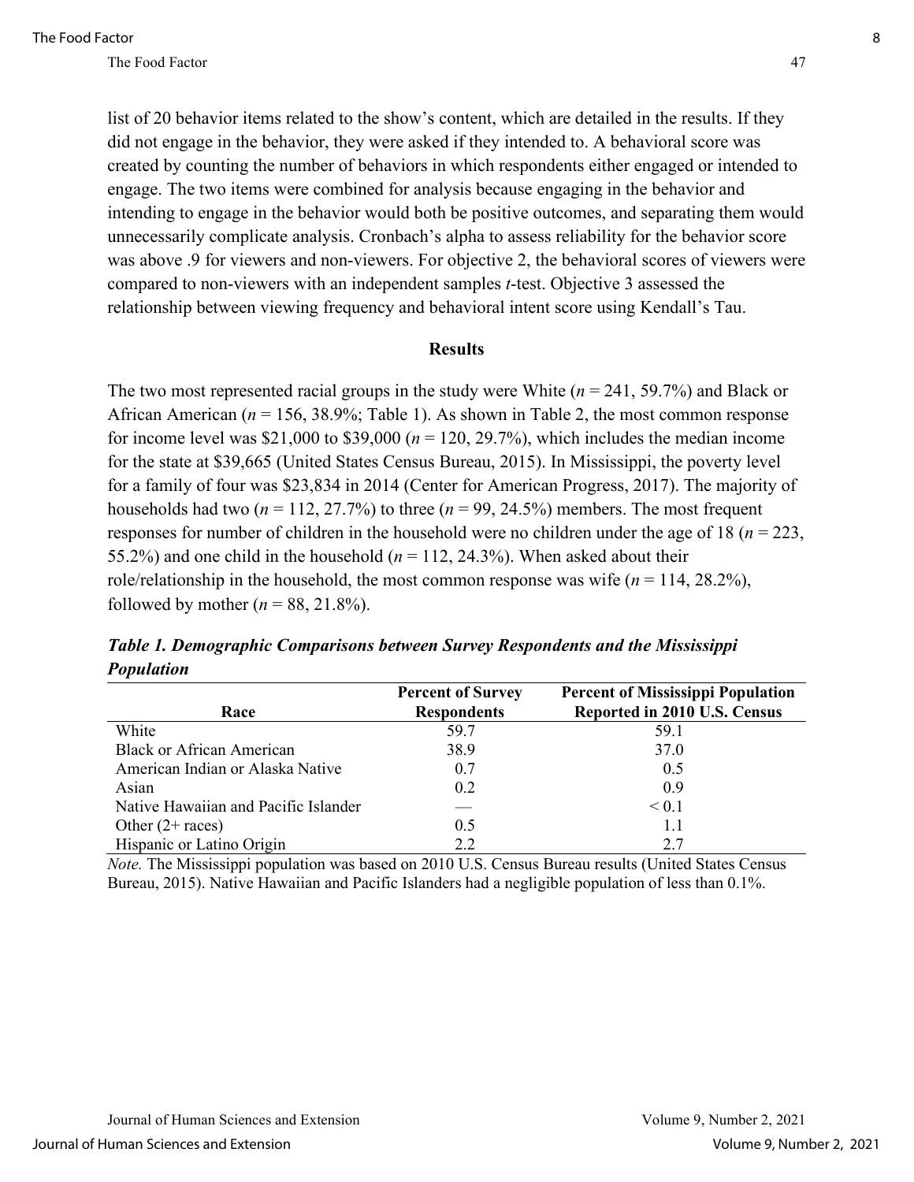list of 20 behavior items related to the show's content, which are detailed in the results. If they did not engage in the behavior, they were asked if they intended to. A behavioral score was created by counting the number of behaviors in which respondents either engaged or intended to engage. The two items were combined for analysis because engaging in the behavior and intending to engage in the behavior would both be positive outcomes, and separating them would unnecessarily complicate analysis. Cronbach's alpha to assess reliability for the behavior score was above .9 for viewers and non-viewers. For objective 2, the behavioral scores of viewers were compared to non-viewers with an independent samples $t$-test. Objective 3 assessed the relationship between viewing frequency and behavioral intent score using Kendall's Tau.

## Results

The two most represented racial groups in the study were White ($n$ = 241, 59.7%) and Black or African American ($n$ = 156, 38.9%; Table 1). As shown in Table 2, the most common response for income level was $21,000 to $39,000 ($n$ = 120, 29.7%), which includes the median income for the state at $39,665 (United States Census Bureau, 2015). In Mississippi, the poverty level for a family of four was $23,834 in 2014 (Center for American Progress, 2017). The majority of households had two ($n$ = 112, 27.7%) to three ($n$ = 99, 24.5%) members. The most frequent responses for number of children in the household were no children under the age of 18 ($n$ = 223, 55.2%) and one child in the household ($n$ = 112, 24.3%). When asked about their role/relationship in the household, the most common response was wife ($n$ = 114, 28.2%), followed by mother ($n$ = 88, 21.8%).

***Table 1. Demographic Comparisons between Survey Respondents and the Mississippi Population***

| Race | Percent of Survey Respondents | Percent of Mississippi Population Reported in 2010 U.S. Census |
|---|---|---|
| White | 59.7 | 59.1 |
| Black or African American | 38.9 | 37.0 |
| American Indian or Alaska Native | 0.7 | 0.5 |
| Asian | 0.2 | 0.9 |
| Native Hawaiian and Pacific Islander | — | < 0.1 |
| Other (2+ races) | 0.5 | 1.1 |
| Hispanic or Latino Origin | 2.2 | 2.7 |

*Note.* The Mississippi population was based on 2010 U.S. Census Bureau results (United States Census Bureau, 2015). Native Hawaiian and Pacific Islanders had a negligible population of less than 0.1%.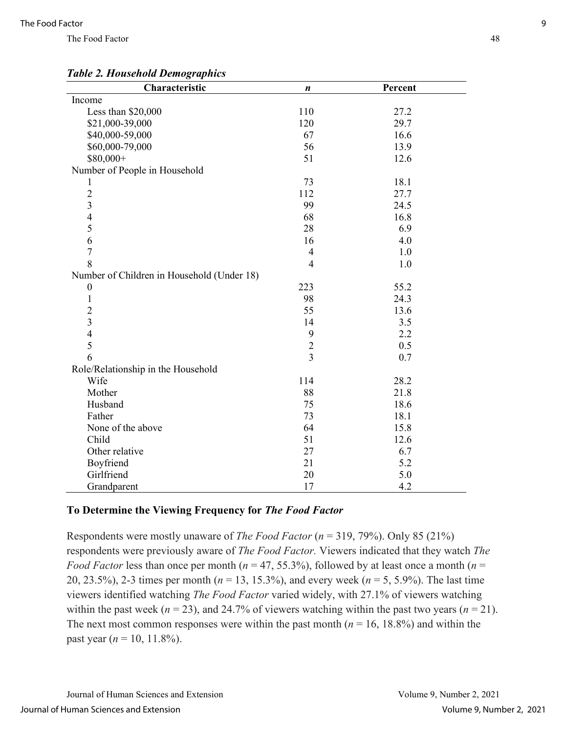***Table 2. Household Demographics***

| Characteristic | *n* | Percent |
|---|---|---|
| Income | | |
| Less than $20,000 | 110 | 27.2 |
| $21,000-39,000 | 120 | 29.7 |
| $40,000-59,000 | 67 | 16.6 |
| $60,000-79,000 | 56 | 13.9 |
| $80,000+ | 51 | 12.6 |
| Number of People in Household | | |
| 1 | 73 | 18.1 |
| 2 | 112 | 27.7 |
| 3 | 99 | 24.5 |
| 4 | 68 | 16.8 |
| 5 | 28 | 6.9 |
| 6 | 16 | 4.0 |
| 7 | 4 | 1.0 |
| 8 | 4 | 1.0 |
| Number of Children in Household (Under 18) | | |
| 0 | 223 | 55.2 |
| 1 | 98 | 24.3 |
| 2 | 55 | 13.6 |
| 3 | 14 | 3.5 |
| 4 | 9 | 2.2 |
| 5 | 2 | 0.5 |
| 6 | 3 | 0.7 |
| Role/Relationship in the Household | | |
| Wife | 114 | 28.2 |
| Mother | 88 | 21.8 |
| Husband | 75 | 18.6 |
| Father | 73 | 18.1 |
| None of the above | 64 | 15.8 |
| Child | 51 | 12.6 |
| Other relative | 27 | 6.7 |
| Boyfriend | 21 | 5.2 |
| Girlfriend | 20 | 5.0 |
| Grandparent | 17 | 4.2 |

### To Determine the Viewing Frequency for *The Food Factor*

Respondents were mostly unaware of *The Food Factor* (*n* = 319, 79%). Only 85 (21%) respondents were previously aware of *The Food Factor.* Viewers indicated that they watch *The Food Factor* less than once per month (*n* = 47, 55.3%), followed by at least once a month (*n* = 20, 23.5%), 2-3 times per month (*n* = 13, 15.3%), and every week (*n* = 5, 5.9%). The last time viewers identified watching *The Food Factor* varied widely, with 27.1% of viewers watching within the past week (*n* = 23), and 24.7% of viewers watching within the past two years (*n* = 21). The next most common responses were within the past month (*n* = 16, 18.8%) and within the past year (*n* = 10, 11.8%).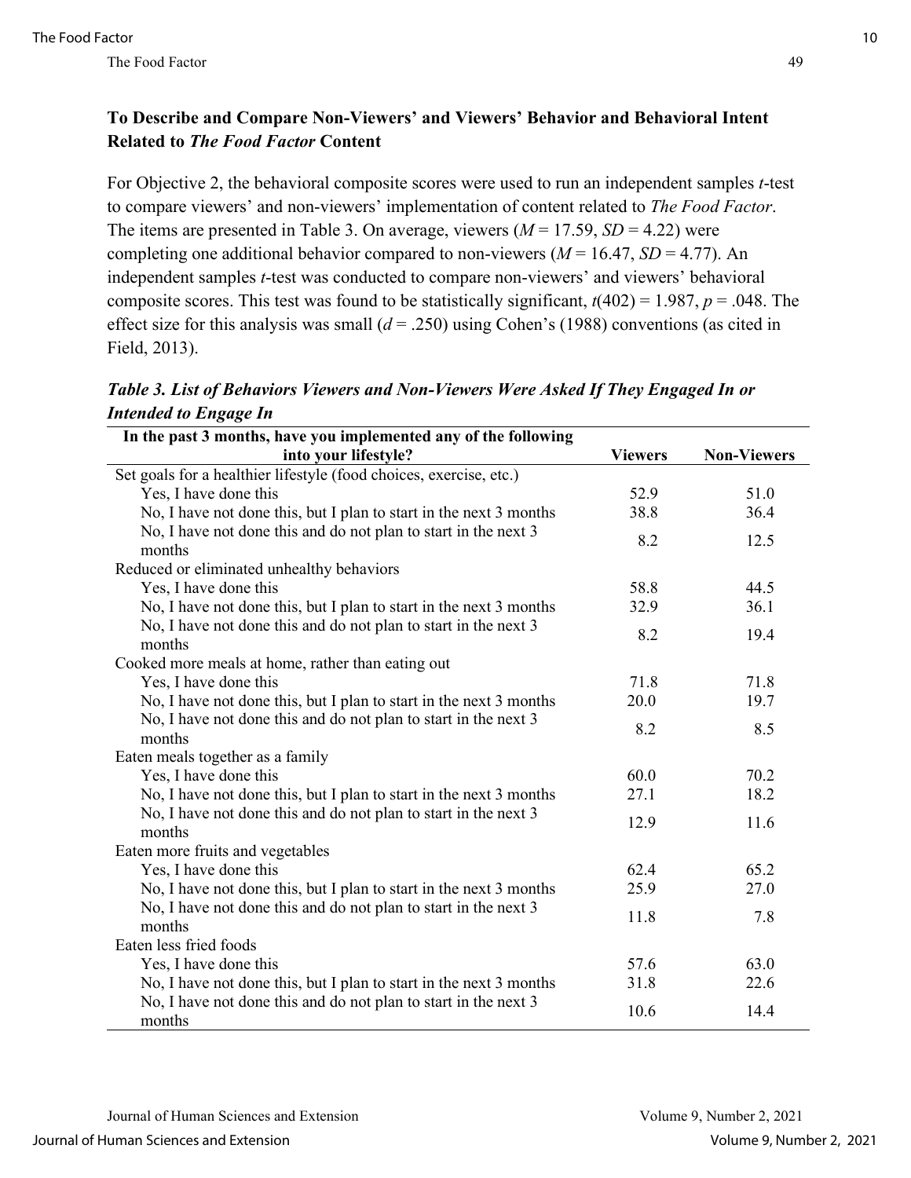### To Describe and Compare Non-Viewers' and Viewers' Behavior and Behavioral Intent Related to *The Food Factor* Content

For Objective 2, the behavioral composite scores were used to run an independent samples *t*-test to compare viewers' and non-viewers' implementation of content related to *The Food Factor*. The items are presented in Table 3. On average, viewers ($M = 17.59$, $SD = 4.22$) were completing one additional behavior compared to non-viewers ($M = 16.47$, $SD = 4.77$). An independent samples *t*-test was conducted to compare non-viewers' and viewers' behavioral composite scores. This test was found to be statistically significant, $t(402) = 1.987$, $p = .048$. The effect size for this analysis was small ($d = .250$) using Cohen's (1988) conventions (as cited in Field, 2013).

***Table 3. List of Behaviors Viewers and Non-Viewers Were Asked If They Engaged In or Intended to Engage In***

| In the past 3 months, have you implemented any of the following into your lifestyle? | Viewers | Non-Viewers |
|---|---|---|
| Set goals for a healthier lifestyle (food choices, exercise, etc.) | | |
| Yes, I have done this | 52.9 | 51.0 |
| No, I have not done this, but I plan to start in the next 3 months | 38.8 | 36.4 |
| No, I have not done this and do not plan to start in the next 3 months | 8.2 | 12.5 |
| Reduced or eliminated unhealthy behaviors | | |
| Yes, I have done this | 58.8 | 44.5 |
| No, I have not done this, but I plan to start in the next 3 months | 32.9 | 36.1 |
| No, I have not done this and do not plan to start in the next 3 months | 8.2 | 19.4 |
| Cooked more meals at home, rather than eating out | | |
| Yes, I have done this | 71.8 | 71.8 |
| No, I have not done this, but I plan to start in the next 3 months | 20.0 | 19.7 |
| No, I have not done this and do not plan to start in the next 3 months | 8.2 | 8.5 |
| Eaten meals together as a family | | |
| Yes, I have done this | 60.0 | 70.2 |
| No, I have not done this, but I plan to start in the next 3 months | 27.1 | 18.2 |
| No, I have not done this and do not plan to start in the next 3 months | 12.9 | 11.6 |
| Eaten more fruits and vegetables | | |
| Yes, I have done this | 62.4 | 65.2 |
| No, I have not done this, but I plan to start in the next 3 months | 25.9 | 27.0 |
| No, I have not done this and do not plan to start in the next 3 months | 11.8 | 7.8 |
| Eaten less fried foods | | |
| Yes, I have done this | 57.6 | 63.0 |
| No, I have not done this, but I plan to start in the next 3 months | 31.8 | 22.6 |
| No, I have not done this and do not plan to start in the next 3 months | 10.6 | 14.4 |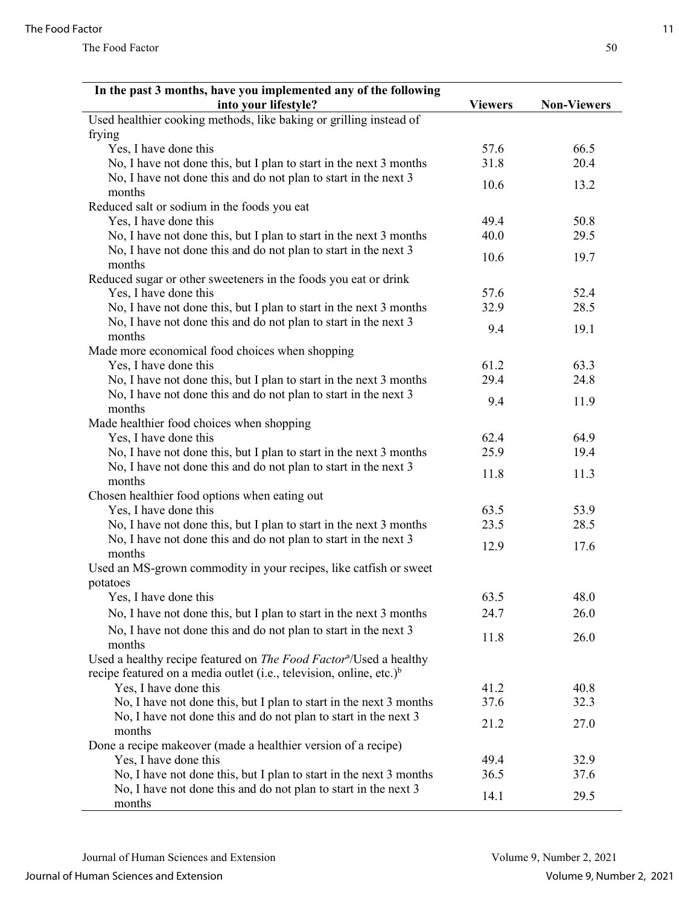| In the past 3 months, have you implemented any of the following into your lifestyle? | Viewers | Non-Viewers |
|---|---|---|
| Used healthier cooking methods, like baking or grilling instead of frying | | |
| Yes, I have done this | 57.6 | 66.5 |
| No, I have not done this, but I plan to start in the next 3 months | 31.8 | 20.4 |
| No, I have not done this and do not plan to start in the next 3 months | 10.6 | 13.2 |
| Reduced salt or sodium in the foods you eat | | |
| Yes, I have done this | 49.4 | 50.8 |
| No, I have not done this, but I plan to start in the next 3 months | 40.0 | 29.5 |
| No, I have not done this and do not plan to start in the next 3 months | 10.6 | 19.7 |
| Reduced sugar or other sweeteners in the foods you eat or drink | | |
| Yes, I have done this | 57.6 | 52.4 |
| No, I have not done this, but I plan to start in the next 3 months | 32.9 | 28.5 |
| No, I have not done this and do not plan to start in the next 3 months | 9.4 | 19.1 |
| Made more economical food choices when shopping | | |
| Yes, I have done this | 61.2 | 63.3 |
| No, I have not done this, but I plan to start in the next 3 months | 29.4 | 24.8 |
| No, I have not done this and do not plan to start in the next 3 months | 9.4 | 11.9 |
| Made healthier food choices when shopping | | |
| Yes, I have done this | 62.4 | 64.9 |
| No, I have not done this, but I plan to start in the next 3 months | 25.9 | 19.4 |
| No, I have not done this and do not plan to start in the next 3 months | 11.8 | 11.3 |
| Chosen healthier food options when eating out | | |
| Yes, I have done this | 63.5 | 53.9 |
| No, I have not done this, but I plan to start in the next 3 months | 23.5 | 28.5 |
| No, I have not done this and do not plan to start in the next 3 months | 12.9 | 17.6 |
| Used an MS-grown commodity in your recipes, like catfish or sweet potatoes | | |
| Yes, I have done this | 63.5 | 48.0 |
| No, I have not done this, but I plan to start in the next 3 months | 24.7 | 26.0 |
| No, I have not done this and do not plan to start in the next 3 months | 11.8 | 26.0 |
| Used a healthy recipe featured on *The Food Factor*[a]/Used a healthy recipe featured on a media outlet (i.e., television, online, etc.)[b] | | |
| Yes, I have done this | 41.2 | 40.8 |
| No, I have not done this, but I plan to start in the next 3 months | 37.6 | 32.3 |
| No, I have not done this and do not plan to start in the next 3 months | 21.2 | 27.0 |
| Done a recipe makeover (made a healthier version of a recipe) | | |
| Yes, I have done this | 49.4 | 32.9 |
| No, I have not done this, but I plan to start in the next 3 months | 36.5 | 37.6 |
| No, I have not done this and do not plan to start in the next 3 months | 14.1 | 29.5 |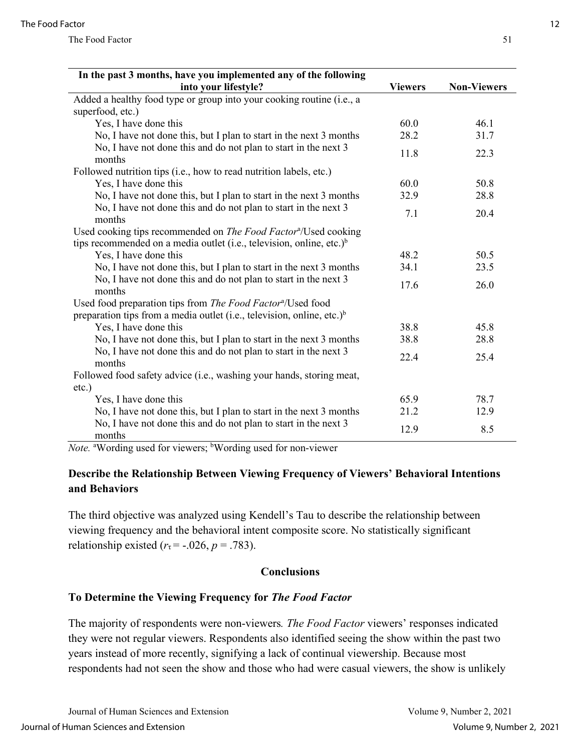| In the past 3 months, have you implemented any of the following into your lifestyle? | Viewers | Non-Viewers |
|---|---|---|
| Added a healthy food type or group into your cooking routine (i.e., a superfood, etc.) | | |
| Yes, I have done this | 60.0 | 46.1 |
| No, I have not done this, but I plan to start in the next 3 months | 28.2 | 31.7 |
| No, I have not done this and do not plan to start in the next 3 months | 11.8 | 22.3 |
| Followed nutrition tips (i.e., how to read nutrition labels, etc.) | | |
| Yes, I have done this | 60.0 | 50.8 |
| No, I have not done this, but I plan to start in the next 3 months | 32.9 | 28.8 |
| No, I have not done this and do not plan to start in the next 3 months | 7.1 | 20.4 |
| Used cooking tips recommended on *The Food Factor*[a]/Used cooking tips recommended on a media outlet (i.e., television, online, etc.)[b] | | |
| Yes, I have done this | 48.2 | 50.5 |
| No, I have not done this, but I plan to start in the next 3 months | 34.1 | 23.5 |
| No, I have not done this and do not plan to start in the next 3 months | 17.6 | 26.0 |
| Used food preparation tips from *The Food Factor*[a]/Used food preparation tips from a media outlet (i.e., television, online, etc.)[b] | | |
| Yes, I have done this | 38.8 | 45.8 |
| No, I have not done this, but I plan to start in the next 3 months | 38.8 | 28.8 |
| No, I have not done this and do not plan to start in the next 3 months | 22.4 | 25.4 |
| Followed food safety advice (i.e., washing your hands, storing meat, etc.) | | |
| Yes, I have done this | 65.9 | 78.7 |
| No, I have not done this, but I plan to start in the next 3 months | 21.2 | 12.9 |
| No, I have not done this and do not plan to start in the next 3 months | 12.9 | 8.5 |

*Note.* [a]Wording used for viewers; [b]Wording used for non-viewer

### Describe the Relationship Between Viewing Frequency of Viewers' Behavioral Intentions and Behaviors

The third objective was analyzed using Kendell's Tau to describe the relationship between viewing frequency and the behavioral intent composite score. No statistically significant relationship existed ($r_\tau = -.026$, $p = .783$).

## Conclusions

### To Determine the Viewing Frequency for *The Food Factor*

The majority of respondents were non-viewers. *The Food Factor* viewers' responses indicated they were not regular viewers. Respondents also identified seeing the show within the past two years instead of more recently, signifying a lack of continual viewership. Because most respondents had not seen the show and those who had were casual viewers, the show is unlikely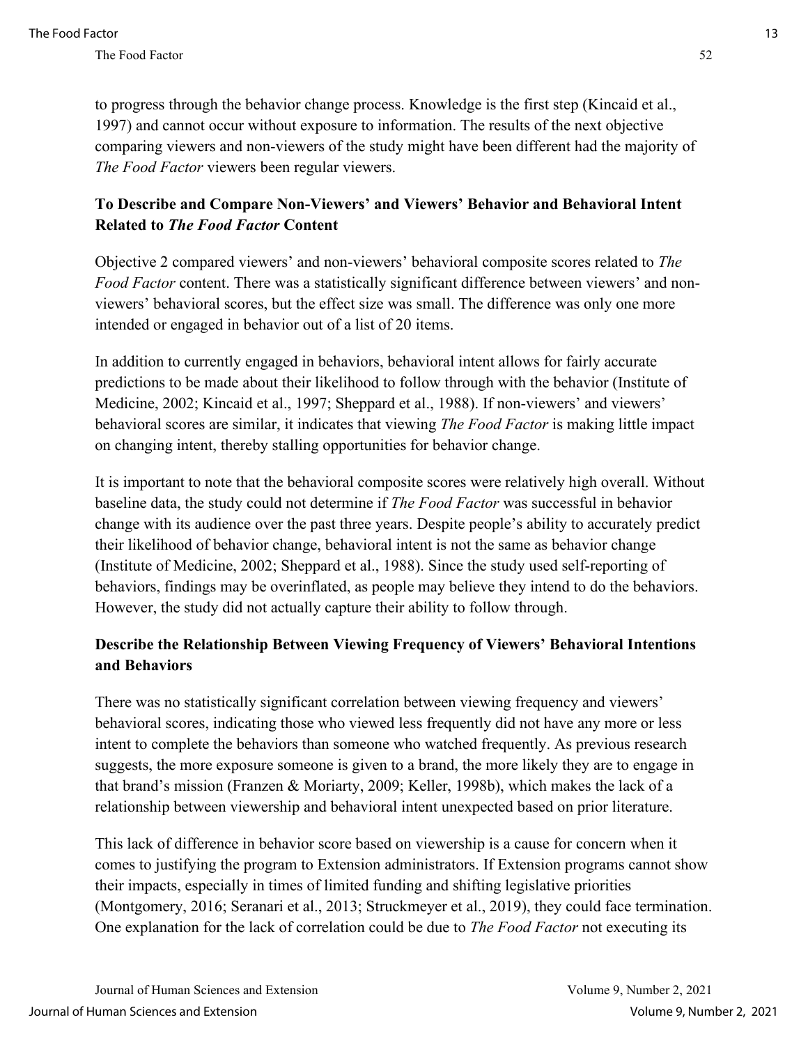to progress through the behavior change process. Knowledge is the first step (Kincaid et al., 1997) and cannot occur without exposure to information. The results of the next objective comparing viewers and non-viewers of the study might have been different had the majority of *The Food Factor* viewers been regular viewers.

## To Describe and Compare Non-Viewers' and Viewers' Behavior and Behavioral Intent Related to *The Food Factor* Content

Objective 2 compared viewers' and non-viewers' behavioral composite scores related to *The Food Factor* content. There was a statistically significant difference between viewers' and non-viewers' behavioral scores, but the effect size was small. The difference was only one more intended or engaged in behavior out of a list of 20 items.

In addition to currently engaged in behaviors, behavioral intent allows for fairly accurate predictions to be made about their likelihood to follow through with the behavior (Institute of Medicine, 2002; Kincaid et al., 1997; Sheppard et al., 1988). If non-viewers' and viewers' behavioral scores are similar, it indicates that viewing *The Food Factor* is making little impact on changing intent, thereby stalling opportunities for behavior change.

It is important to note that the behavioral composite scores were relatively high overall. Without baseline data, the study could not determine if *The Food Factor* was successful in behavior change with its audience over the past three years. Despite people's ability to accurately predict their likelihood of behavior change, behavioral intent is not the same as behavior change (Institute of Medicine, 2002; Sheppard et al., 1988). Since the study used self-reporting of behaviors, findings may be overinflated, as people may believe they intend to do the behaviors. However, the study did not actually capture their ability to follow through.

## Describe the Relationship Between Viewing Frequency of Viewers' Behavioral Intentions and Behaviors

There was no statistically significant correlation between viewing frequency and viewers' behavioral scores, indicating those who viewed less frequently did not have any more or less intent to complete the behaviors than someone who watched frequently. As previous research suggests, the more exposure someone is given to a brand, the more likely they are to engage in that brand's mission (Franzen & Moriarty, 2009; Keller, 1998b), which makes the lack of a relationship between viewership and behavioral intent unexpected based on prior literature.

This lack of difference in behavior score based on viewership is a cause for concern when it comes to justifying the program to Extension administrators. If Extension programs cannot show their impacts, especially in times of limited funding and shifting legislative priorities (Montgomery, 2016; Seranari et al., 2013; Struckmeyer et al., 2019), they could face termination. One explanation for the lack of correlation could be due to *The Food Factor* not executing its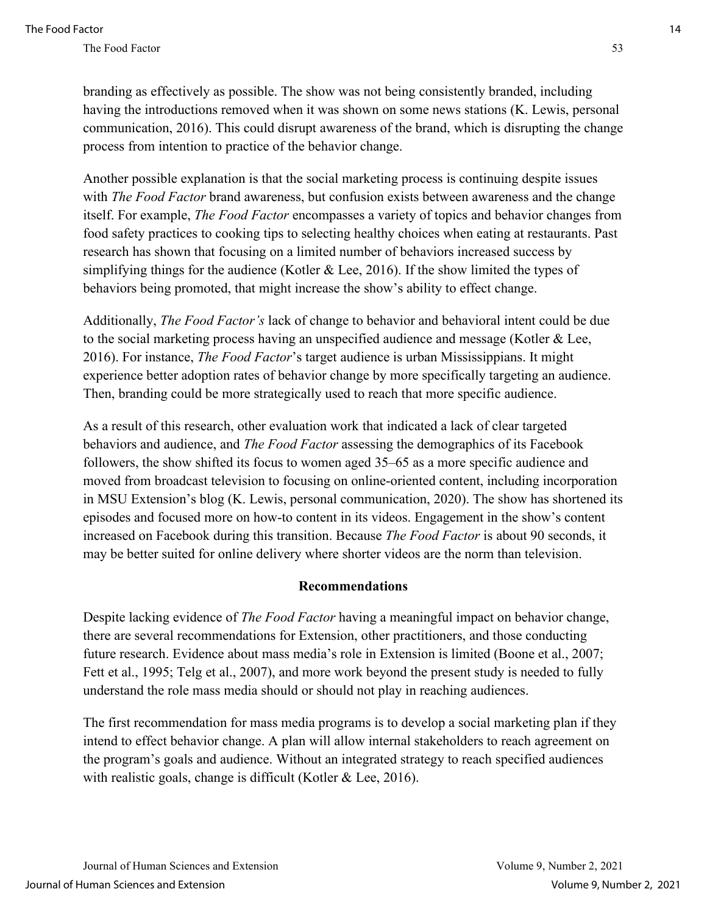branding as effectively as possible. The show was not being consistently branded, including having the introductions removed when it was shown on some news stations (K. Lewis, personal communication, 2016). This could disrupt awareness of the brand, which is disrupting the change process from intention to practice of the behavior change.

Another possible explanation is that the social marketing process is continuing despite issues with *The Food Factor* brand awareness, but confusion exists between awareness and the change itself. For example, *The Food Factor* encompasses a variety of topics and behavior changes from food safety practices to cooking tips to selecting healthy choices when eating at restaurants. Past research has shown that focusing on a limited number of behaviors increased success by simplifying things for the audience (Kotler & Lee, 2016). If the show limited the types of behaviors being promoted, that might increase the show's ability to effect change.

Additionally, *The Food Factor's* lack of change to behavior and behavioral intent could be due to the social marketing process having an unspecified audience and message (Kotler & Lee, 2016). For instance, *The Food Factor*'s target audience is urban Mississippians. It might experience better adoption rates of behavior change by more specifically targeting an audience. Then, branding could be more strategically used to reach that more specific audience.

As a result of this research, other evaluation work that indicated a lack of clear targeted behaviors and audience, and *The Food Factor* assessing the demographics of its Facebook followers, the show shifted its focus to women aged 35–65 as a more specific audience and moved from broadcast television to focusing on online-oriented content, including incorporation in MSU Extension's blog (K. Lewis, personal communication, 2020). The show has shortened its episodes and focused more on how-to content in its videos. Engagement in the show's content increased on Facebook during this transition. Because *The Food Factor* is about 90 seconds, it may be better suited for online delivery where shorter videos are the norm than television.

## Recommendations

Despite lacking evidence of *The Food Factor* having a meaningful impact on behavior change, there are several recommendations for Extension, other practitioners, and those conducting future research. Evidence about mass media's role in Extension is limited (Boone et al., 2007; Fett et al., 1995; Telg et al., 2007), and more work beyond the present study is needed to fully understand the role mass media should or should not play in reaching audiences.

The first recommendation for mass media programs is to develop a social marketing plan if they intend to effect behavior change. A plan will allow internal stakeholders to reach agreement on the program's goals and audience. Without an integrated strategy to reach specified audiences with realistic goals, change is difficult (Kotler & Lee, 2016).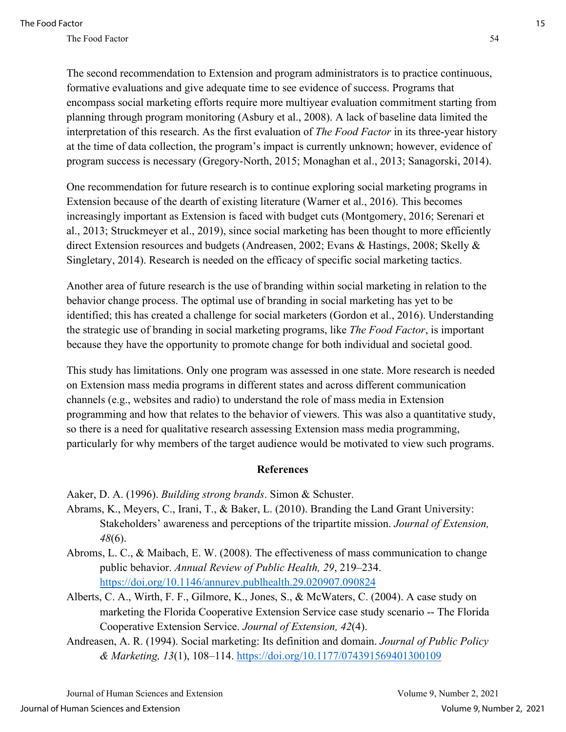The second recommendation to Extension and program administrators is to practice continuous, formative evaluations and give adequate time to see evidence of success. Programs that encompass social marketing efforts require more multiyear evaluation commitment starting from planning through program monitoring (Asbury et al., 2008). A lack of baseline data limited the interpretation of this research. As the first evaluation of *The Food Factor* in its three-year history at the time of data collection, the program's impact is currently unknown; however, evidence of program success is necessary (Gregory-North, 2015; Monaghan et al., 2013; Sanagorski, 2014).

One recommendation for future research is to continue exploring social marketing programs in Extension because of the dearth of existing literature (Warner et al., 2016). This becomes increasingly important as Extension is faced with budget cuts (Montgomery, 2016; Serenari et al., 2013; Struckmeyer et al., 2019), since social marketing has been thought to more efficiently direct Extension resources and budgets (Andreasen, 2002; Evans & Hastings, 2008; Skelly & Singletary, 2014). Research is needed on the efficacy of specific social marketing tactics.

Another area of future research is the use of branding within social marketing in relation to the behavior change process. The optimal use of branding in social marketing has yet to be identified; this has created a challenge for social marketers (Gordon et al., 2016). Understanding the strategic use of branding in social marketing programs, like *The Food Factor*, is important because they have the opportunity to promote change for both individual and societal good.

This study has limitations. Only one program was assessed in one state. More research is needed on Extension mass media programs in different states and across different communication channels (e.g., websites and radio) to understand the role of mass media in Extension programming and how that relates to the behavior of viewers. This was also a quantitative study, so there is a need for qualitative research assessing Extension mass media programming, particularly for why members of the target audience would be motivated to view such programs.

## References

Aaker, D. A. (1996). *Building strong brands*. Simon & Schuster.

Abrams, K., Meyers, C., Irani, T., & Baker, L. (2010). Branding the Land Grant University: Stakeholders' awareness and perceptions of the tripartite mission. *Journal of Extension, 48*(6).

Abroms, L. C., & Maibach, E. W. (2008). The effectiveness of mass communication to change public behavior. *Annual Review of Public Health, 29*, 219–234. https://doi.org/10.1146/annurev.publhealth.29.020907.090824

Alberts, C. A., Wirth, F. F., Gilmore, K., Jones, S., & McWaters, C. (2004). A case study on marketing the Florida Cooperative Extension Service case study scenario -- The Florida Cooperative Extension Service. *Journal of Extension, 42*(4).

Andreasen, A. R. (1994). Social marketing: Its definition and domain. *Journal of Public Policy & Marketing, 13*(1), 108–114. https://doi.org/10.1177/074391569401300109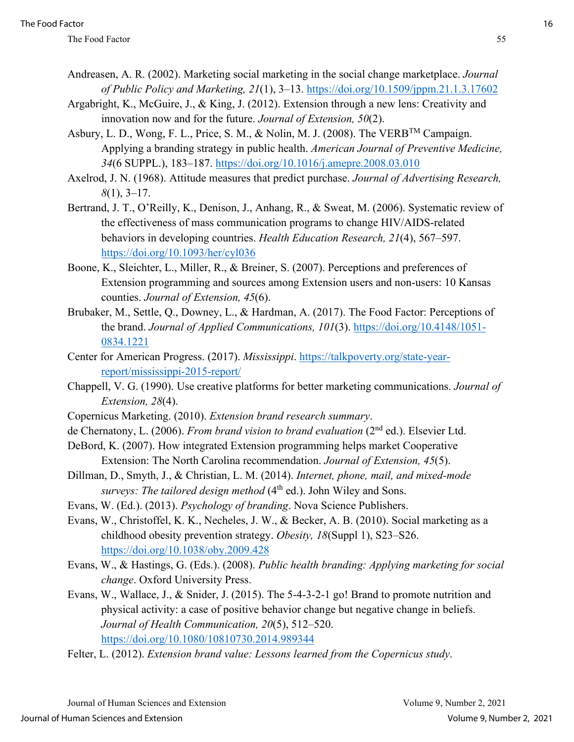Andreasen, A. R. (2002). Marketing social marketing in the social change marketplace. *Journal of Public Policy and Marketing, 21*(1), 3–13. https://doi.org/10.1509/jppm.21.1.3.17602

Argabright, K., McGuire, J., & King, J. (2012). Extension through a new lens: Creativity and innovation now and for the future. *Journal of Extension, 50*(2).

Asbury, L. D., Wong, F. L., Price, S. M., & Nolin, M. J. (2008). The VERB™ Campaign. Applying a branding strategy in public health. *American Journal of Preventive Medicine, 34*(6 SUPPL.), 183–187. https://doi.org/10.1016/j.amepre.2008.03.010

Axelrod, J. N. (1968). Attitude measures that predict purchase. *Journal of Advertising Research, 8*(1), 3–17.

Bertrand, J. T., O'Reilly, K., Denison, J., Anhang, R., & Sweat, M. (2006). Systematic review of the effectiveness of mass communication programs to change HIV/AIDS-related behaviors in developing countries. *Health Education Research, 21*(4), 567–597. https://doi.org/10.1093/her/cyl036

Boone, K., Sleichter, L., Miller, R., & Breiner, S. (2007). Perceptions and preferences of Extension programming and sources among Extension users and non-users: 10 Kansas counties. *Journal of Extension, 45*(6).

Brubaker, M., Settle, Q., Downey, L., & Hardman, A. (2017). The Food Factor: Perceptions of the brand. *Journal of Applied Communications, 101*(3). https://doi.org/10.4148/1051-0834.1221

Center for American Progress. (2017). *Mississippi*. https://talkpoverty.org/state-year-report/mississippi-2015-report/

Chappell, V. G. (1990). Use creative platforms for better marketing communications. *Journal of Extension, 28*(4).

Copernicus Marketing. (2010). *Extension brand research summary*.

de Chernatony, L. (2006). *From brand vision to brand evaluation* (2nd ed.). Elsevier Ltd.

DeBord, K. (2007). How integrated Extension programming helps market Cooperative Extension: The North Carolina recommendation. *Journal of Extension, 45*(5).

Dillman, D., Smyth, J., & Christian, L. M. (2014). *Internet, phone, mail, and mixed-mode surveys: The tailored design method* (4th ed.). John Wiley and Sons.

Evans, W. (Ed.). (2013). *Psychology of branding*. Nova Science Publishers.

Evans, W., Christoffel, K. K., Necheles, J. W., & Becker, A. B. (2010). Social marketing as a childhood obesity prevention strategy. *Obesity, 18*(Suppl 1), S23–S26. https://doi.org/10.1038/oby.2009.428

Evans, W., & Hastings, G. (Eds.). (2008). *Public health branding: Applying marketing for social change*. Oxford University Press.

Evans, W., Wallace, J., & Snider, J. (2015). The 5-4-3-2-1 go! Brand to promote nutrition and physical activity: a case of positive behavior change but negative change in beliefs. *Journal of Health Communication, 20*(5), 512–520. https://doi.org/10.1080/10810730.2014.989344

Felter, L. (2012). *Extension brand value: Lessons learned from the Copernicus study*.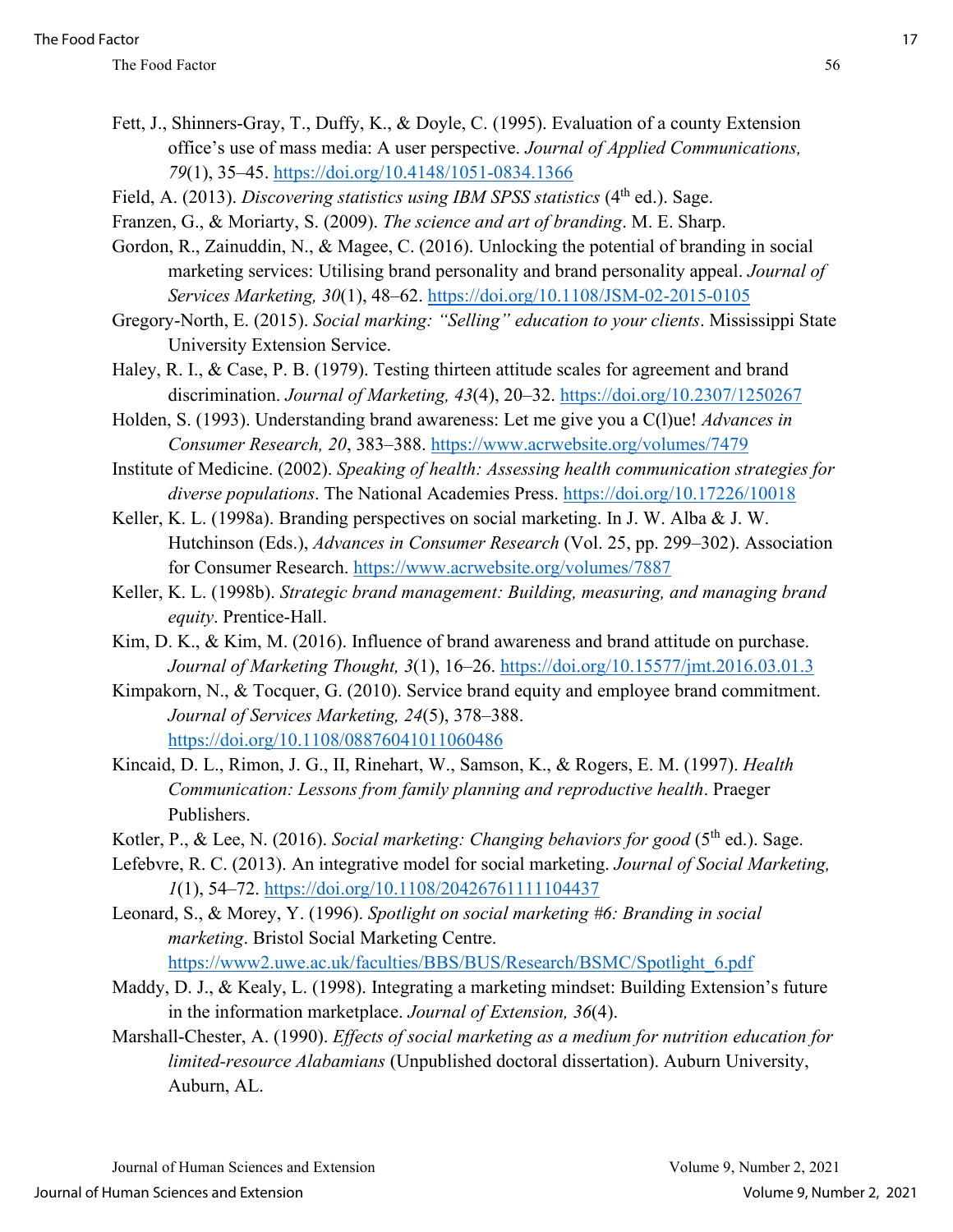Fett, J., Shinners-Gray, T., Duffy, K., & Doyle, C. (1995). Evaluation of a county Extension office's use of mass media: A user perspective. *Journal of Applied Communications, 79*(1), 35–45. https://doi.org/10.4148/1051-0834.1366

Field, A. (2013). *Discovering statistics using IBM SPSS statistics* (4th ed.). Sage.

Franzen, G., & Moriarty, S. (2009). *The science and art of branding*. M. E. Sharp.

Gordon, R., Zainuddin, N., & Magee, C. (2016). Unlocking the potential of branding in social marketing services: Utilising brand personality and brand personality appeal. *Journal of Services Marketing, 30*(1), 48–62. https://doi.org/10.1108/JSM-02-2015-0105

Gregory-North, E. (2015). *Social marking: "Selling" education to your clients*. Mississippi State University Extension Service.

Haley, R. I., & Case, P. B. (1979). Testing thirteen attitude scales for agreement and brand discrimination. *Journal of Marketing, 43*(4), 20–32. https://doi.org/10.2307/1250267

Holden, S. (1993). Understanding brand awareness: Let me give you a C(l)ue! *Advances in Consumer Research, 20*, 383–388. https://www.acrwebsite.org/volumes/7479

Institute of Medicine. (2002). *Speaking of health: Assessing health communication strategies for diverse populations*. The National Academies Press. https://doi.org/10.17226/10018

Keller, K. L. (1998a). Branding perspectives on social marketing. In J. W. Alba & J. W. Hutchinson (Eds.), *Advances in Consumer Research* (Vol. 25, pp. 299–302). Association for Consumer Research. https://www.acrwebsite.org/volumes/7887

Keller, K. L. (1998b). *Strategic brand management: Building, measuring, and managing brand equity*. Prentice-Hall.

Kim, D. K., & Kim, M. (2016). Influence of brand awareness and brand attitude on purchase. *Journal of Marketing Thought, 3*(1), 16–26. https://doi.org/10.15577/jmt.2016.03.01.3

Kimpakorn, N., & Tocquer, G. (2010). Service brand equity and employee brand commitment. *Journal of Services Marketing, 24*(5), 378–388. https://doi.org/10.1108/08876041011060486

Kincaid, D. L., Rimon, J. G., II, Rinehart, W., Samson, K., & Rogers, E. M. (1997). *Health Communication: Lessons from family planning and reproductive health*. Praeger Publishers.

Kotler, P., & Lee, N. (2016). *Social marketing: Changing behaviors for good* (5th ed.). Sage.

Lefebvre, R. C. (2013). An integrative model for social marketing. *Journal of Social Marketing, 1*(1), 54–72. https://doi.org/10.1108/20426761111104437

Leonard, S., & Morey, Y. (1996). *Spotlight on social marketing #6: Branding in social marketing*. Bristol Social Marketing Centre. https://www2.uwe.ac.uk/faculties/BBS/BUS/Research/BSMC/Spotlight_6.pdf

Maddy, D. J., & Kealy, L. (1998). Integrating a marketing mindset: Building Extension's future in the information marketplace. *Journal of Extension, 36*(4).

Marshall-Chester, A. (1990). *Effects of social marketing as a medium for nutrition education for limited-resource Alabamians* (Unpublished doctoral dissertation). Auburn University, Auburn, AL.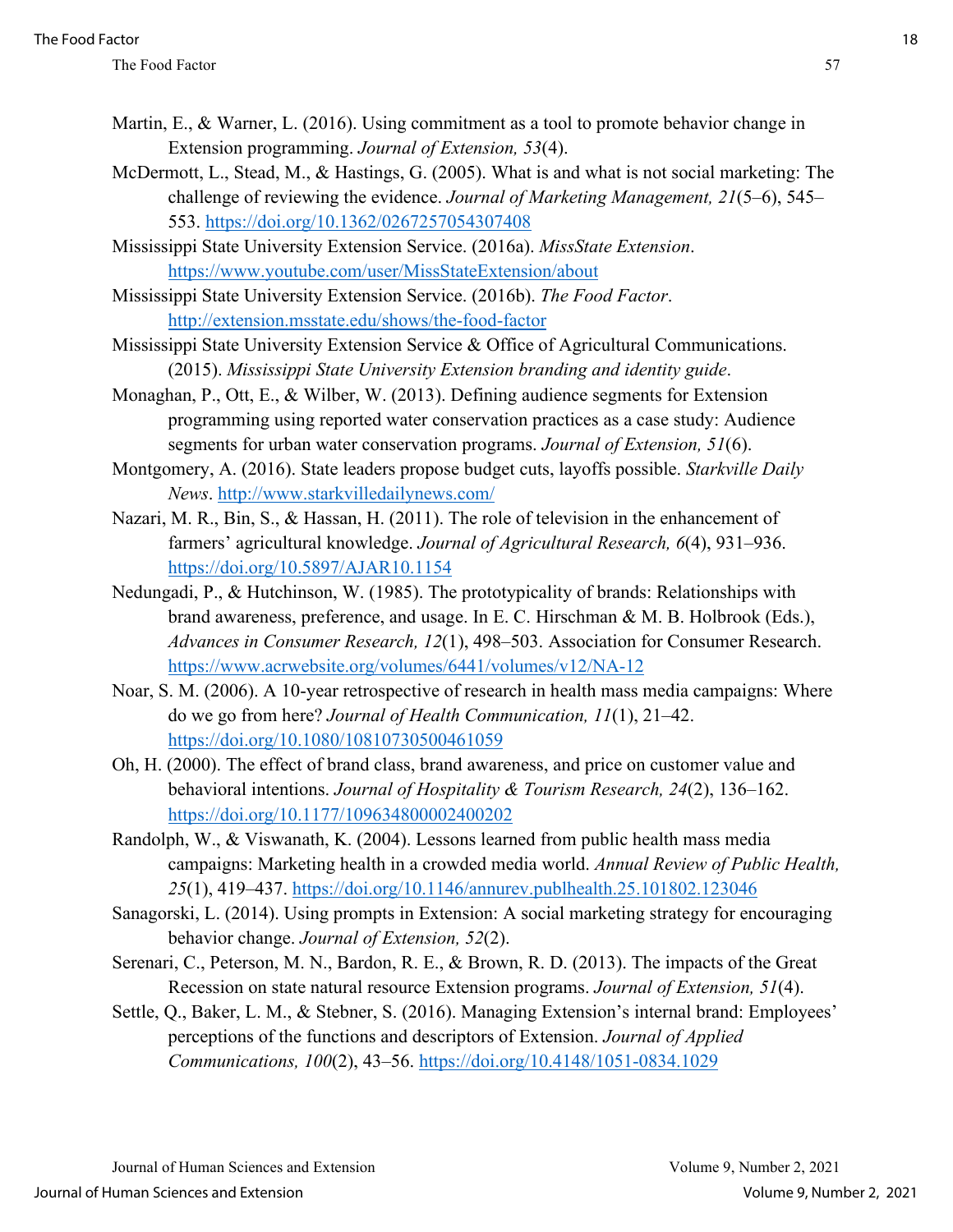Martin, E., & Warner, L. (2016). Using commitment as a tool to promote behavior change in Extension programming. *Journal of Extension, 53*(4).

McDermott, L., Stead, M., & Hastings, G. (2005). What is and what is not social marketing: The challenge of reviewing the evidence. *Journal of Marketing Management, 21*(5–6), 545–553. https://doi.org/10.1362/0267257054307408

Mississippi State University Extension Service. (2016a). *MissState Extension*. https://www.youtube.com/user/MissStateExtension/about

Mississippi State University Extension Service. (2016b). *The Food Factor*. http://extension.msstate.edu/shows/the-food-factor

Mississippi State University Extension Service & Office of Agricultural Communications. (2015). *Mississippi State University Extension branding and identity guide*.

Monaghan, P., Ott, E., & Wilber, W. (2013). Defining audience segments for Extension programming using reported water conservation practices as a case study: Audience segments for urban water conservation programs. *Journal of Extension, 51*(6).

Montgomery, A. (2016). State leaders propose budget cuts, layoffs possible. *Starkville Daily News*. http://www.starkvilledailynews.com/

Nazari, M. R., Bin, S., & Hassan, H. (2011). The role of television in the enhancement of farmers' agricultural knowledge. *Journal of Agricultural Research, 6*(4), 931–936. https://doi.org/10.5897/AJAR10.1154

Nedungadi, P., & Hutchinson, W. (1985). The prototypicality of brands: Relationships with brand awareness, preference, and usage. In E. C. Hirschman & M. B. Holbrook (Eds.), *Advances in Consumer Research, 12*(1), 498–503. Association for Consumer Research. https://www.acrwebsite.org/volumes/6441/volumes/v12/NA-12

Noar, S. M. (2006). A 10-year retrospective of research in health mass media campaigns: Where do we go from here? *Journal of Health Communication, 11*(1), 21–42. https://doi.org/10.1080/10810730500461059

Oh, H. (2000). The effect of brand class, brand awareness, and price on customer value and behavioral intentions. *Journal of Hospitality & Tourism Research, 24*(2), 136–162. https://doi.org/10.1177/109634800002400202

Randolph, W., & Viswanath, K. (2004). Lessons learned from public health mass media campaigns: Marketing health in a crowded media world. *Annual Review of Public Health, 25*(1), 419–437. https://doi.org/10.1146/annurev.publhealth.25.101802.123046

Sanagorski, L. (2014). Using prompts in Extension: A social marketing strategy for encouraging behavior change. *Journal of Extension, 52*(2).

Serenari, C., Peterson, M. N., Bardon, R. E., & Brown, R. D. (2013). The impacts of the Great Recession on state natural resource Extension programs. *Journal of Extension, 51*(4).

Settle, Q., Baker, L. M., & Stebner, S. (2016). Managing Extension's internal brand: Employees' perceptions of the functions and descriptors of Extension. *Journal of Applied Communications, 100*(2), 43–56. https://doi.org/10.4148/1051-0834.1029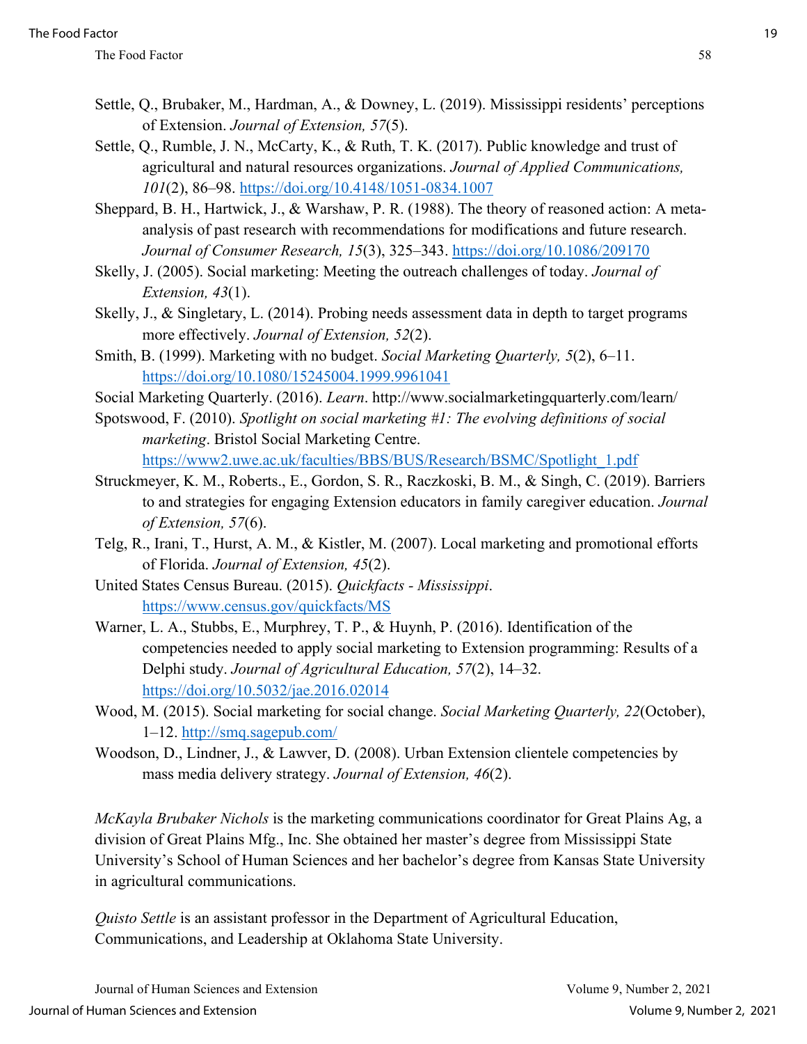Settle, Q., Brubaker, M., Hardman, A., & Downey, L. (2019). Mississippi residents' perceptions of Extension. *Journal of Extension, 57*(5).

Settle, Q., Rumble, J. N., McCarty, K., & Ruth, T. K. (2017). Public knowledge and trust of agricultural and natural resources organizations. *Journal of Applied Communications, 101*(2), 86–98. https://doi.org/10.4148/1051-0834.1007

Sheppard, B. H., Hartwick, J., & Warshaw, P. R. (1988). The theory of reasoned action: A meta-analysis of past research with recommendations for modifications and future research. *Journal of Consumer Research, 15*(3), 325–343. https://doi.org/10.1086/209170

Skelly, J. (2005). Social marketing: Meeting the outreach challenges of today. *Journal of Extension, 43*(1).

Skelly, J., & Singletary, L. (2014). Probing needs assessment data in depth to target programs more effectively. *Journal of Extension, 52*(2).

Smith, B. (1999). Marketing with no budget. *Social Marketing Quarterly, 5*(2), 6–11. https://doi.org/10.1080/15245004.1999.9961041

Social Marketing Quarterly. (2016). *Learn*. http://www.socialmarketingquarterly.com/learn/

Spotswood, F. (2010). *Spotlight on social marketing #1: The evolving definitions of social marketing*. Bristol Social Marketing Centre. https://www2.uwe.ac.uk/faculties/BBS/BUS/Research/BSMC/Spotlight_1.pdf

Struckmeyer, K. M., Roberts., E., Gordon, S. R., Raczkoski, B. M., & Singh, C. (2019). Barriers to and strategies for engaging Extension educators in family caregiver education. *Journal of Extension, 57*(6).

Telg, R., Irani, T., Hurst, A. M., & Kistler, M. (2007). Local marketing and promotional efforts of Florida. *Journal of Extension, 45*(2).

United States Census Bureau. (2015). *Quickfacts - Mississippi*. https://www.census.gov/quickfacts/MS

Warner, L. A., Stubbs, E., Murphrey, T. P., & Huynh, P. (2016). Identification of the competencies needed to apply social marketing to Extension programming: Results of a Delphi study. *Journal of Agricultural Education, 57*(2), 14–32. https://doi.org/10.5032/jae.2016.02014

Wood, M. (2015). Social marketing for social change. *Social Marketing Quarterly, 22*(October), 1–12. http://smq.sagepub.com/

Woodson, D., Lindner, J., & Lawver, D. (2008). Urban Extension clientele competencies by mass media delivery strategy. *Journal of Extension, 46*(2).

*McKayla Brubaker Nichols* is the marketing communications coordinator for Great Plains Ag, a division of Great Plains Mfg., Inc. She obtained her master's degree from Mississippi State University's School of Human Sciences and her bachelor's degree from Kansas State University in agricultural communications.

*Quisto Settle* is an assistant professor in the Department of Agricultural Education, Communications, and Leadership at Oklahoma State University.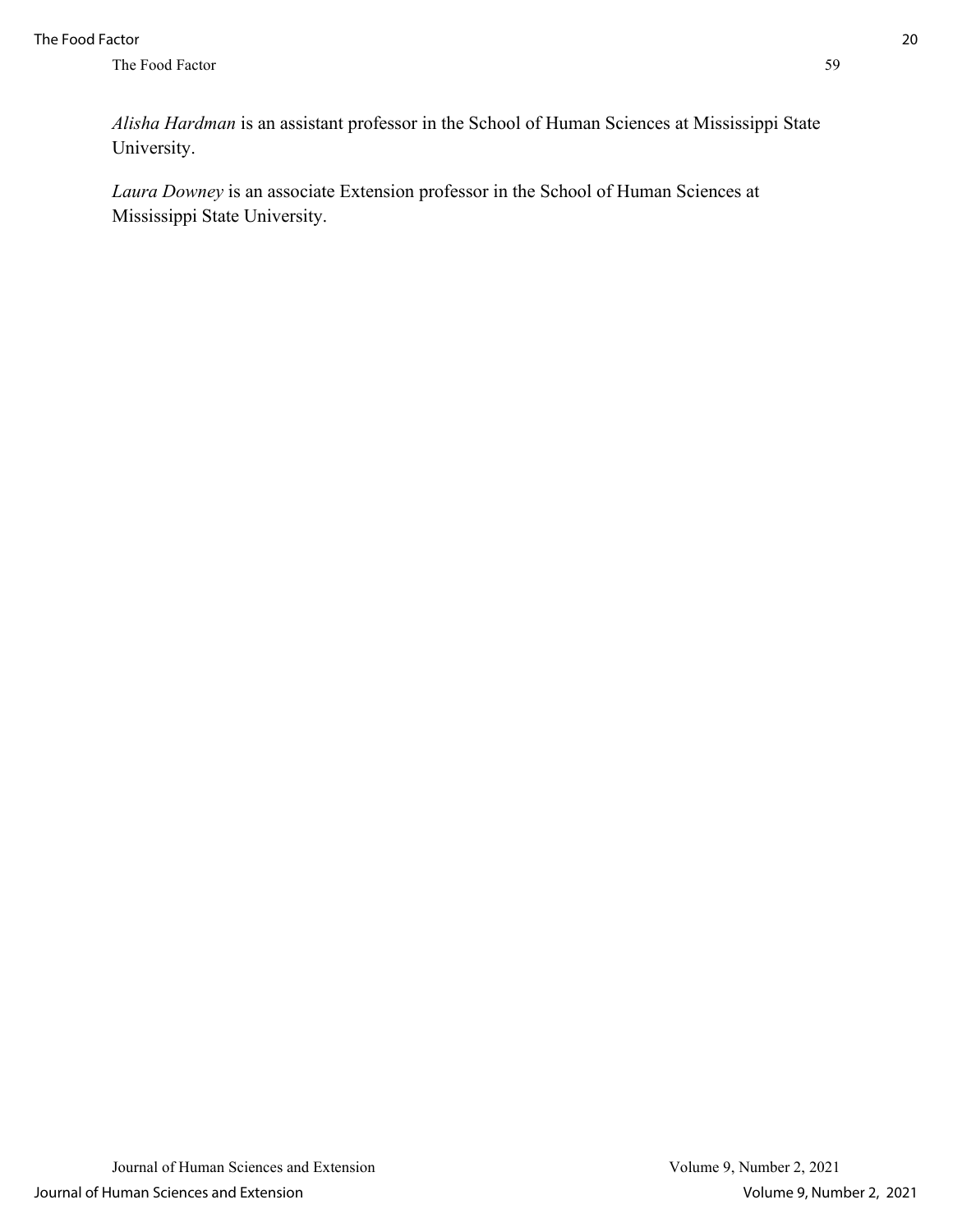*Alisha Hardman* is an assistant professor in the School of Human Sciences at Mississippi State University.

*Laura Downey* is an associate Extension professor in the School of Human Sciences at Mississippi State University.